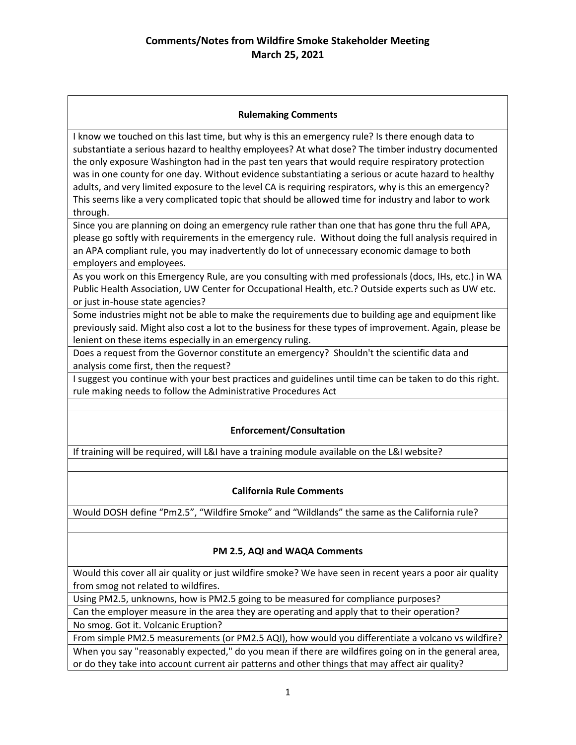# Comments/Notes from Wildfire Smoke Stakeholder Meeting
## March 25, 2021

| Rulemaking Comments |
|---|
| I know we touched on this last time, but why is this an emergency rule? Is there enough data to substantiate a serious hazard to healthy employees? At what dose? The timber industry documented the only exposure Washington had in the past ten years that would require respiratory protection was in one county for one day. Without evidence substantiating a serious or acute hazard to healthy adults, and very limited exposure to the level CA is requiring respirators, why is this an emergency? This seems like a very complicated topic that should be allowed time for industry and labor to work through. |
| Since you are planning on doing an emergency rule rather than one that has gone thru the full APA, please go softly with requirements in the emergency rule. Without doing the full analysis required in an APA compliant rule, you may inadvertently do lot of unnecessary economic damage to both employers and employees. |
| As you work on this Emergency Rule, are you consulting with med professionals (docs, IHs, etc.) in WA Public Health Association, UW Center for Occupational Health, etc.? Outside experts such as UW etc. or just in-house state agencies? |
| Some industries might not be able to make the requirements due to building age and equipment like previously said. Might also cost a lot to the business for these types of improvement. Again, please be lenient on these items especially in an emergency ruling. |
| Does a request from the Governor constitute an emergency? Shouldn't the scientific data and analysis come first, then the request? |
| I suggest you continue with your best practices and guidelines until time can be taken to do this right. rule making needs to follow the Administrative Procedures Act |
| |
| **Enforcement/Consultation** |
| If training will be required, will L&I have a training module available on the L&I website? |
| |
| **California Rule Comments** |
| Would DOSH define "Pm2.5", "Wildfire Smoke" and "Wildlands" the same as the California rule? |
| |
| **PM 2.5, AQI and WAQA Comments** |
| Would this cover all air quality or just wildfire smoke? We have seen in recent years a poor air quality from smog not related to wildfires. |
| Using PM2.5, unknowns, how is PM2.5 going to be measured for compliance purposes? |
| Can the employer measure in the area they are operating and apply that to their operation? |
| No smog. Got it. Volcanic Eruption? |
| From simple PM2.5 measurements (or PM2.5 AQI), how would you differentiate a volcano vs wildfire? |
| When you say "reasonably expected," do you mean if there are wildfires going on in the general area, or do they take into account current air patterns and other things that may affect air quality? |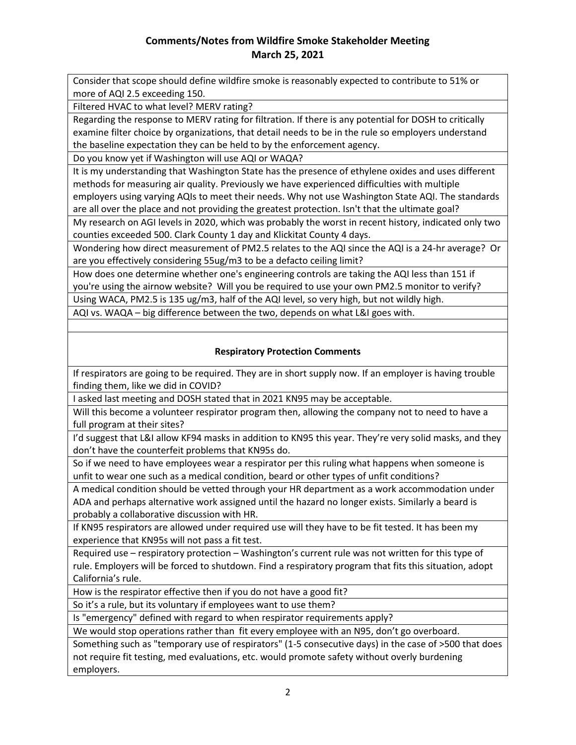# Comments/Notes from Wildfire Smoke Stakeholder Meeting

## March 25, 2021

Consider that scope should define wildfire smoke is reasonably expected to contribute to 51% or more of AQI 2.5 exceeding 150.

Filtered HVAC to what level? MERV rating?

Regarding the response to MERV rating for filtration. If there is any potential for DOSH to critically examine filter choice by organizations, that detail needs to be in the rule so employers understand the baseline expectation they can be held to by the enforcement agency.

Do you know yet if Washington will use AQI or WAQA?

It is my understanding that Washington State has the presence of ethylene oxides and uses different methods for measuring air quality. Previously we have experienced difficulties with multiple employers using varying AQIs to meet their needs. Why not use Washington State AQI. The standards are all over the place and not providing the greatest protection. Isn't that the ultimate goal?

My research on AGI levels in 2020, which was probably the worst in recent history, indicated only two counties exceeded 500. Clark County 1 day and Klickitat County 4 days.

Wondering how direct measurement of PM2.5 relates to the AQI since the AQI is a 24-hr average? Or are you effectively considering 55ug/m3 to be a defacto ceiling limit?

How does one determine whether one's engineering controls are taking the AQI less than 151 if you're using the airnow website? Will you be required to use your own PM2.5 monitor to verify?

Using WACA, PM2.5 is 135 ug/m3, half of the AQI level, so very high, but not wildly high.

AQI vs. WAQA – big difference between the two, depends on what L&I goes with.

### Respiratory Protection Comments

If respirators are going to be required. They are in short supply now. If an employer is having trouble finding them, like we did in COVID?

I asked last meeting and DOSH stated that in 2021 KN95 may be acceptable.

Will this become a volunteer respirator program then, allowing the company not to need to have a full program at their sites?

I'd suggest that L&I allow KF94 masks in addition to KN95 this year. They're very solid masks, and they don't have the counterfeit problems that KN95s do.

So if we need to have employees wear a respirator per this ruling what happens when someone is unfit to wear one such as a medical condition, beard or other types of unfit conditions?

A medical condition should be vetted through your HR department as a work accommodation under ADA and perhaps alternative work assigned until the hazard no longer exists. Similarly a beard is probably a collaborative discussion with HR.

If KN95 respirators are allowed under required use will they have to be fit tested. It has been my experience that KN95s will not pass a fit test.

Required use – respiratory protection – Washington's current rule was not written for this type of rule. Employers will be forced to shutdown. Find a respiratory program that fits this situation, adopt California's rule.

How is the respirator effective then if you do not have a good fit?

So it's a rule, but its voluntary if employees want to use them?

Is "emergency" defined with regard to when respirator requirements apply?

We would stop operations rather than fit every employee with an N95, don't go overboard.

Something such as "temporary use of respirators" (1-5 consecutive days) in the case of >500 that does not require fit testing, med evaluations, etc. would promote safety without overly burdening employers.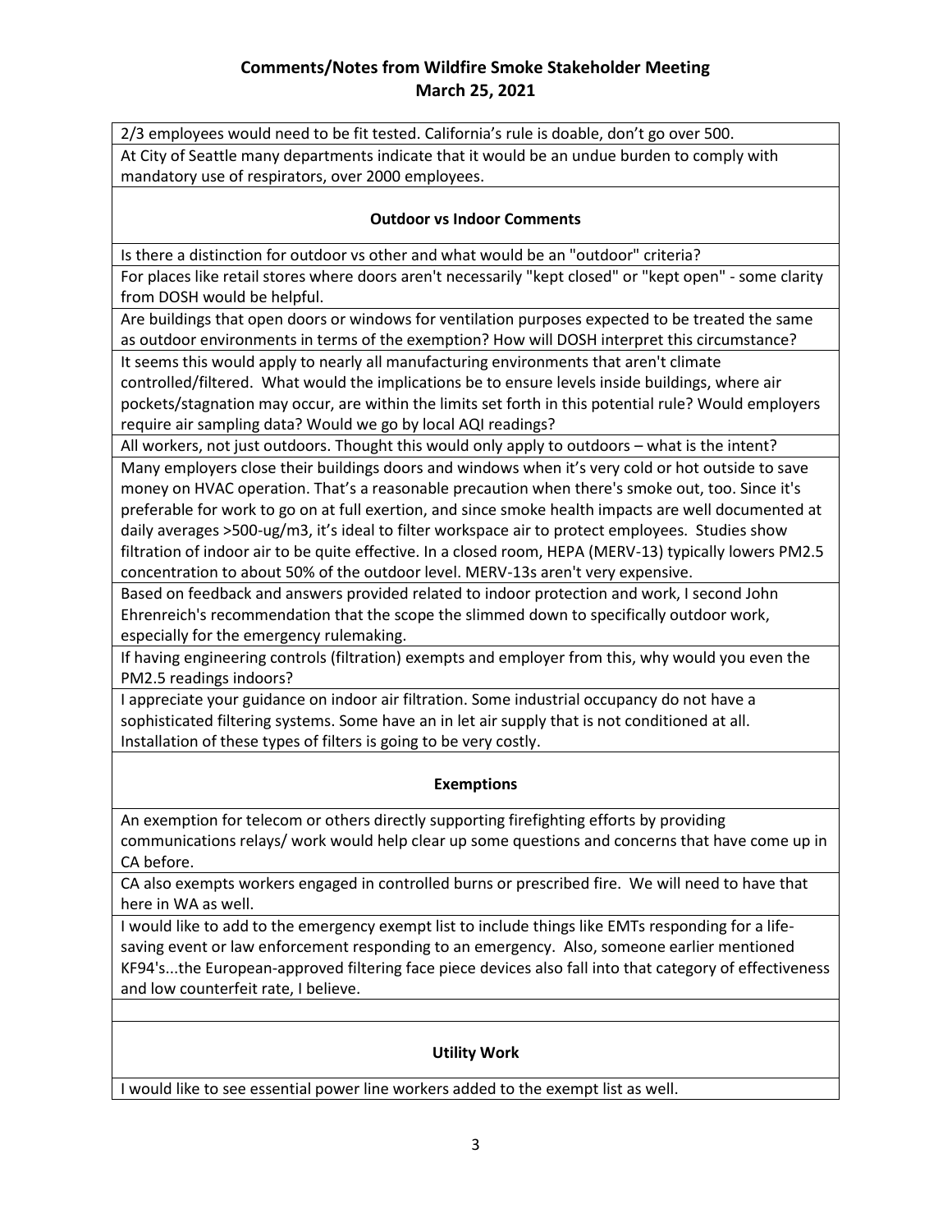# Comments/Notes from Wildfire Smoke Stakeholder Meeting
# March 25, 2021

2/3 employees would need to be fit tested. California's rule is doable, don't go over 500.

At City of Seattle many departments indicate that it would be an undue burden to comply with mandatory use of respirators, over 2000 employees.

## Outdoor vs Indoor Comments

Is there a distinction for outdoor vs other and what would be an "outdoor" criteria?

For places like retail stores where doors aren't necessarily "kept closed" or "kept open" - some clarity from DOSH would be helpful.

Are buildings that open doors or windows for ventilation purposes expected to be treated the same as outdoor environments in terms of the exemption? How will DOSH interpret this circumstance?

It seems this would apply to nearly all manufacturing environments that aren't climate controlled/filtered. What would the implications be to ensure levels inside buildings, where air pockets/stagnation may occur, are within the limits set forth in this potential rule? Would employers require air sampling data? Would we go by local AQI readings?

All workers, not just outdoors. Thought this would only apply to outdoors – what is the intent?

Many employers close their buildings doors and windows when it's very cold or hot outside to save money on HVAC operation. That's a reasonable precaution when there's smoke out, too. Since it's preferable for work to go on at full exertion, and since smoke health impacts are well documented at daily averages >500-ug/m3, it's ideal to filter workspace air to protect employees. Studies show filtration of indoor air to be quite effective. In a closed room, HEPA (MERV-13) typically lowers PM2.5 concentration to about 50% of the outdoor level. MERV-13s aren't very expensive.

Based on feedback and answers provided related to indoor protection and work, I second John Ehrenreich's recommendation that the scope the slimmed down to specifically outdoor work, especially for the emergency rulemaking.

If having engineering controls (filtration) exempts and employer from this, why would you even the PM2.5 readings indoors?

I appreciate your guidance on indoor air filtration. Some industrial occupancy do not have a sophisticated filtering systems. Some have an in let air supply that is not conditioned at all. Installation of these types of filters is going to be very costly.

## Exemptions

An exemption for telecom or others directly supporting firefighting efforts by providing communications relays/ work would help clear up some questions and concerns that have come up in CA before.

CA also exempts workers engaged in controlled burns or prescribed fire. We will need to have that here in WA as well.

I would like to add to the emergency exempt list to include things like EMTs responding for a life-saving event or law enforcement responding to an emergency. Also, someone earlier mentioned KF94's...the European-approved filtering face piece devices also fall into that category of effectiveness and low counterfeit rate, I believe.

## Utility Work

I would like to see essential power line workers added to the exempt list as well.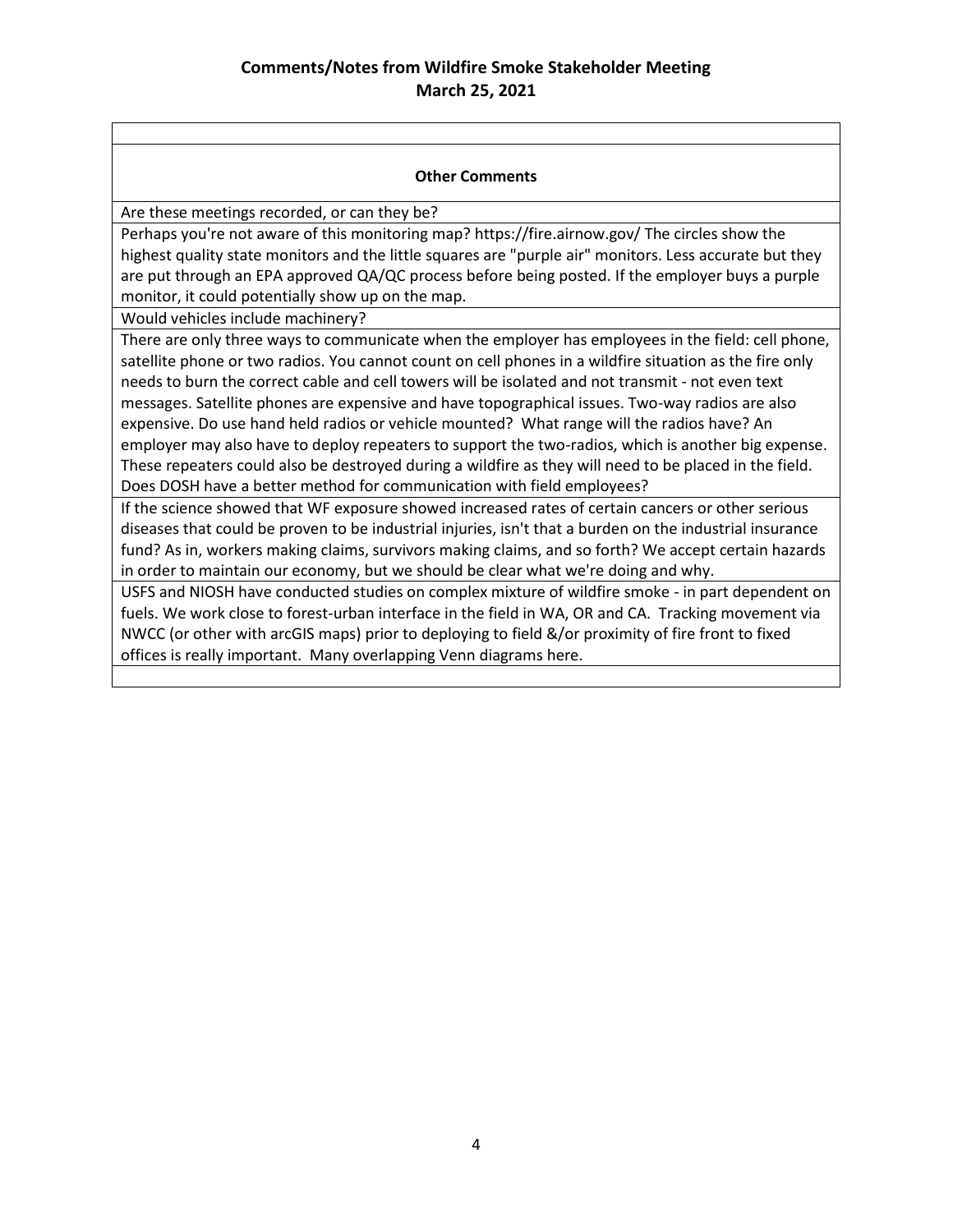## Comments/Notes from Wildfire Smoke Stakeholder Meeting
## March 25, 2021

| Other Comments |
| --- |
| Are these meetings recorded, or can they be? |
| Perhaps you're not aware of this monitoring map? https://fire.airnow.gov/ The circles show the highest quality state monitors and the little squares are "purple air" monitors. Less accurate but they are put through an EPA approved QA/QC process before being posted. If the employer buys a purple monitor, it could potentially show up on the map. |
| Would vehicles include machinery? |
| There are only three ways to communicate when the employer has employees in the field: cell phone, satellite phone or two radios. You cannot count on cell phones in a wildfire situation as the fire only needs to burn the correct cable and cell towers will be isolated and not transmit - not even text messages. Satellite phones are expensive and have topographical issues. Two-way radios are also expensive. Do use hand held radios or vehicle mounted? What range will the radios have? An employer may also have to deploy repeaters to support the two-radios, which is another big expense. These repeaters could also be destroyed during a wildfire as they will need to be placed in the field. Does DOSH have a better method for communication with field employees? |
| If the science showed that WF exposure showed increased rates of certain cancers or other serious diseases that could be proven to be industrial injuries, isn't that a burden on the industrial insurance fund? As in, workers making claims, survivors making claims, and so forth? We accept certain hazards in order to maintain our economy, but we should be clear what we're doing and why. |
| USFS and NIOSH have conducted studies on complex mixture of wildfire smoke - in part dependent on fuels. We work close to forest-urban interface in the field in WA, OR and CA. Tracking movement via NWCC (or other with arcGIS maps) prior to deploying to field &/or proximity of fire front to fixed offices is really important. Many overlapping Venn diagrams here. |